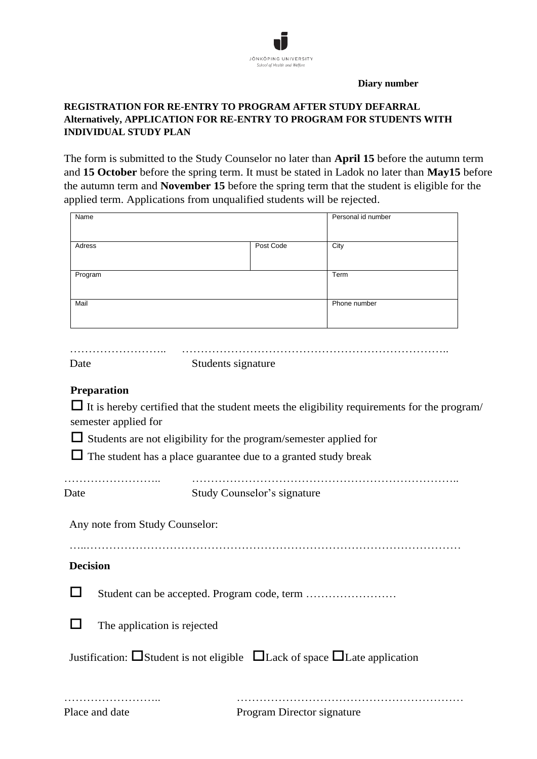JÖNKÖPING UNIVERSITY
*School of Health and Welfare*

**Diary number**

**REGISTRATION FOR RE-ENTRY TO PROGRAM AFTER STUDY DEFARRAL**
**Alternatively, APPLICATION FOR RE-ENTRY TO PROGRAM FOR STUDENTS WITH INDIVIDUAL STUDY PLAN**

The form is submitted to the Study Counselor no later than **April 15** before the autumn term and **15 October** before the spring term. It must be stated in Ladok no later than **May15** before the autumn term and **November 15** before the spring term that the student is eligible for the applied term. Applications from unqualified students will be rejected.

| Name | | Personal id number |
|---|---|---|
| Adress | Post Code | City |
| Program | | Term |
| Mail | | Phone number |

…………………….. ……………………………………………………………..
Date Students signature

**Preparation**

☐ It is hereby certified that the student meets the eligibility requirements for the program/ semester applied for

☐ Students are not eligibility for the program/semester applied for

☐ The student has a place guarantee due to a granted study break

…………………….. ……………………………………………………………..
Date Study Counselor's signature

Any note from Study Counselor:

…..……………………………………………………………………………………

**Decision**

☐ Student can be accepted. Program code, term ……………………

☐ The application is rejected

Justification: ☐Student is not eligible ☐Lack of space ☐Late application

…………………….. ……………………………………………………
Place and date Program Director signature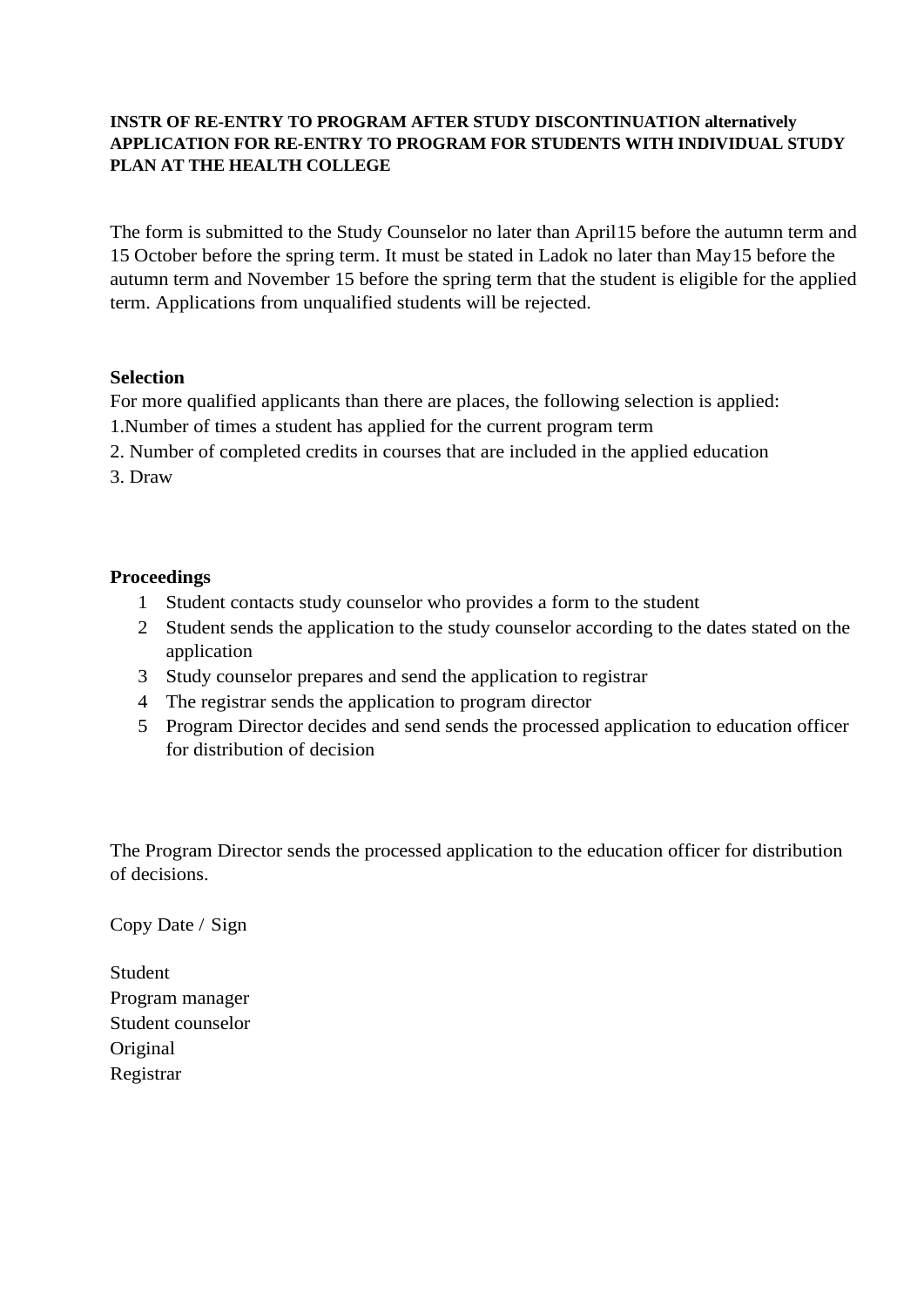**INSTR OF RE-ENTRY TO PROGRAM AFTER STUDY DISCONTINUATION alternatively APPLICATION FOR RE-ENTRY TO PROGRAM FOR STUDENTS WITH INDIVIDUAL STUDY PLAN AT THE HEALTH COLLEGE**

The form is submitted to the Study Counselor no later than April15 before the autumn term and 15 October before the spring term. It must be stated in Ladok no later than May15 before the autumn term and November 15 before the spring term that the student is eligible for the applied term. Applications from unqualified students will be rejected.

**Selection**

For more qualified applicants than there are places, the following selection is applied:

1.Number of times a student has applied for the current program term

2. Number of completed credits in courses that are included in the applied education

3. Draw

**Proceedings**

1. Student contacts study counselor who provides a form to the student
2. Student sends the application to the study counselor according to the dates stated on the application
3. Study counselor prepares and send the application to registrar
4. The registrar sends the application to program director
5. Program Director decides and send sends the processed application to education officer for distribution of decision

The Program Director sends the processed application to the education officer for distribution of decisions.

Copy Date / Sign

Student
Program manager
Student counselor
Original
Registrar